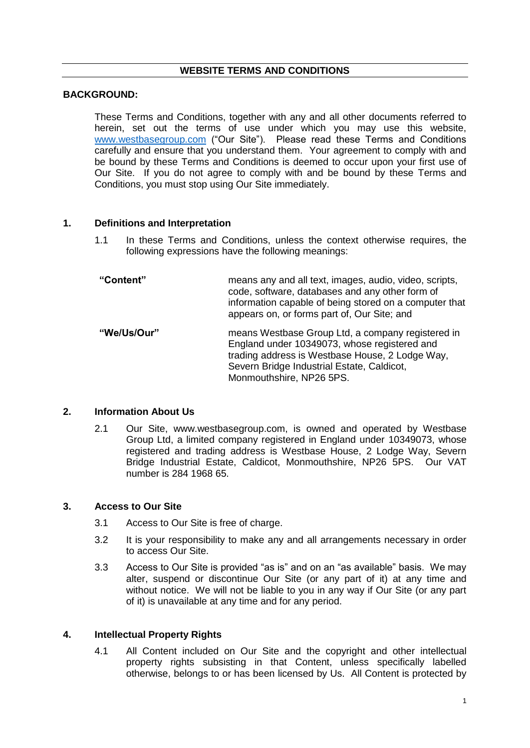# WEBSITE TERMS AND CONDITIONS

## BACKGROUND:

These Terms and Conditions, together with any and all other documents referred to herein, set out the terms of use under which you may use this website, www.westbasegroup.com ("Our Site"). Please read these Terms and Conditions carefully and ensure that you understand them. Your agreement to comply with and be bound by these Terms and Conditions is deemed to occur upon your first use of Our Site. If you do not agree to comply with and be bound by these Terms and Conditions, you must stop using Our Site immediately.

## 1. Definitions and Interpretation

1.1 In these Terms and Conditions, unless the context otherwise requires, the following expressions have the following meanings:

| | |
|---|---|
| **"Content"** | means any and all text, images, audio, video, scripts, code, software, databases and any other form of information capable of being stored on a computer that appears on, or forms part of, Our Site; and |
| **"We/Us/Our"** | means Westbase Group Ltd, a company registered in England under 10349073, whose registered and trading address is Westbase House, 2 Lodge Way, Severn Bridge Industrial Estate, Caldicot, Monmouthshire, NP26 5PS. |

## 2. Information About Us

2.1 Our Site, www.westbasegroup.com, is owned and operated by Westbase Group Ltd, a limited company registered in England under 10349073, whose registered and trading address is Westbase House, 2 Lodge Way, Severn Bridge Industrial Estate, Caldicot, Monmouthshire, NP26 5PS. Our VAT number is 284 1968 65.

## 3. Access to Our Site

3.1 Access to Our Site is free of charge.

3.2 It is your responsibility to make any and all arrangements necessary in order to access Our Site.

3.3 Access to Our Site is provided "as is" and on an "as available" basis. We may alter, suspend or discontinue Our Site (or any part of it) at any time and without notice. We will not be liable to you in any way if Our Site (or any part of it) is unavailable at any time and for any period.

## 4. Intellectual Property Rights

4.1 All Content included on Our Site and the copyright and other intellectual property rights subsisting in that Content, unless specifically labelled otherwise, belongs to or has been licensed by Us. All Content is protected by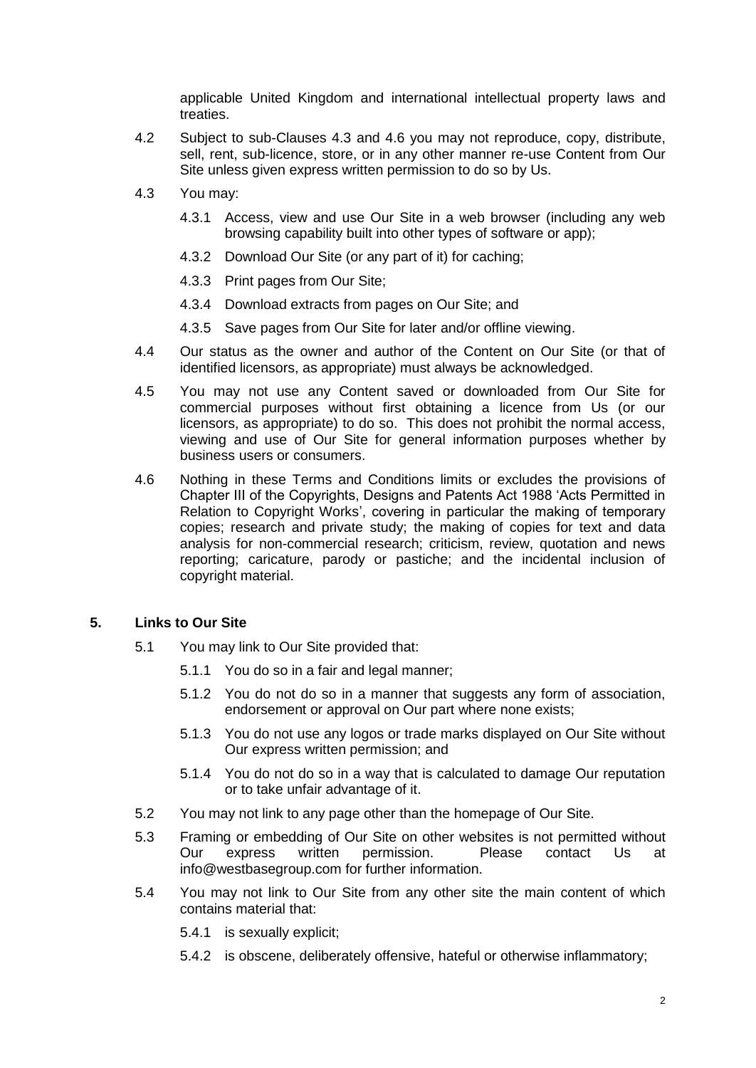applicable United Kingdom and international intellectual property laws and treaties.

4.2 Subject to sub-Clauses 4.3 and 4.6 you may not reproduce, copy, distribute, sell, rent, sub-licence, store, or in any other manner re-use Content from Our Site unless given express written permission to do so by Us.

4.3 You may:

4.3.1 Access, view and use Our Site in a web browser (including any web browsing capability built into other types of software or app);

4.3.2 Download Our Site (or any part of it) for caching;

4.3.3 Print pages from Our Site;

4.3.4 Download extracts from pages on Our Site; and

4.3.5 Save pages from Our Site for later and/or offline viewing.

4.4 Our status as the owner and author of the Content on Our Site (or that of identified licensors, as appropriate) must always be acknowledged.

4.5 You may not use any Content saved or downloaded from Our Site for commercial purposes without first obtaining a licence from Us (or our licensors, as appropriate) to do so. This does not prohibit the normal access, viewing and use of Our Site for general information purposes whether by business users or consumers.

4.6 Nothing in these Terms and Conditions limits or excludes the provisions of Chapter III of the Copyrights, Designs and Patents Act 1988 'Acts Permitted in Relation to Copyright Works', covering in particular the making of temporary copies; research and private study; the making of copies for text and data analysis for non-commercial research; criticism, review, quotation and news reporting; caricature, parody or pastiche; and the incidental inclusion of copyright material.

## 5. Links to Our Site

5.1 You may link to Our Site provided that:

5.1.1 You do so in a fair and legal manner;

5.1.2 You do not do so in a manner that suggests any form of association, endorsement or approval on Our part where none exists;

5.1.3 You do not use any logos or trade marks displayed on Our Site without Our express written permission; and

5.1.4 You do not do so in a way that is calculated to damage Our reputation or to take unfair advantage of it.

5.2 You may not link to any page other than the homepage of Our Site.

5.3 Framing or embedding of Our Site on other websites is not permitted without Our express written permission. Please contact Us at info@westbasegroup.com for further information.

5.4 You may not link to Our Site from any other site the main content of which contains material that:

5.4.1 is sexually explicit;

5.4.2 is obscene, deliberately offensive, hateful or otherwise inflammatory;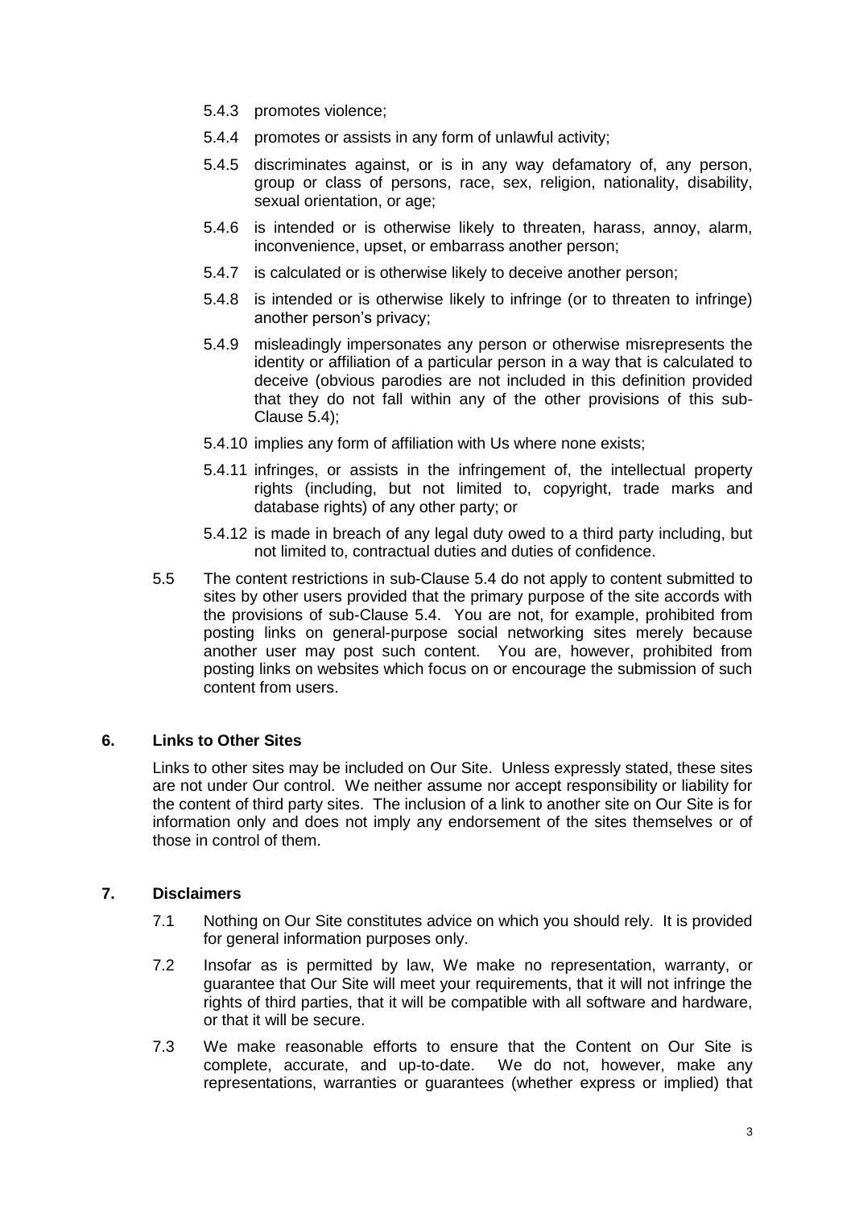5.4.3 promotes violence;

5.4.4 promotes or assists in any form of unlawful activity;

5.4.5 discriminates against, or is in any way defamatory of, any person, group or class of persons, race, sex, religion, nationality, disability, sexual orientation, or age;

5.4.6 is intended or is otherwise likely to threaten, harass, annoy, alarm, inconvenience, upset, or embarrass another person;

5.4.7 is calculated or is otherwise likely to deceive another person;

5.4.8 is intended or is otherwise likely to infringe (or to threaten to infringe) another person's privacy;

5.4.9 misleadingly impersonates any person or otherwise misrepresents the identity or affiliation of a particular person in a way that is calculated to deceive (obvious parodies are not included in this definition provided that they do not fall within any of the other provisions of this sub-Clause 5.4);

5.4.10 implies any form of affiliation with Us where none exists;

5.4.11 infringes, or assists in the infringement of, the intellectual property rights (including, but not limited to, copyright, trade marks and database rights) of any other party; or

5.4.12 is made in breach of any legal duty owed to a third party including, but not limited to, contractual duties and duties of confidence.

5.5 The content restrictions in sub-Clause 5.4 do not apply to content submitted to sites by other users provided that the primary purpose of the site accords with the provisions of sub-Clause 5.4. You are not, for example, prohibited from posting links on general-purpose social networking sites merely because another user may post such content. You are, however, prohibited from posting links on websites which focus on or encourage the submission of such content from users.

## 6. Links to Other Sites

Links to other sites may be included on Our Site. Unless expressly stated, these sites are not under Our control. We neither assume nor accept responsibility or liability for the content of third party sites. The inclusion of a link to another site on Our Site is for information only and does not imply any endorsement of the sites themselves or of those in control of them.

## 7. Disclaimers

7.1 Nothing on Our Site constitutes advice on which you should rely. It is provided for general information purposes only.

7.2 Insofar as is permitted by law, We make no representation, warranty, or guarantee that Our Site will meet your requirements, that it will not infringe the rights of third parties, that it will be compatible with all software and hardware, or that it will be secure.

7.3 We make reasonable efforts to ensure that the Content on Our Site is complete, accurate, and up-to-date. We do not, however, make any representations, warranties or guarantees (whether express or implied) that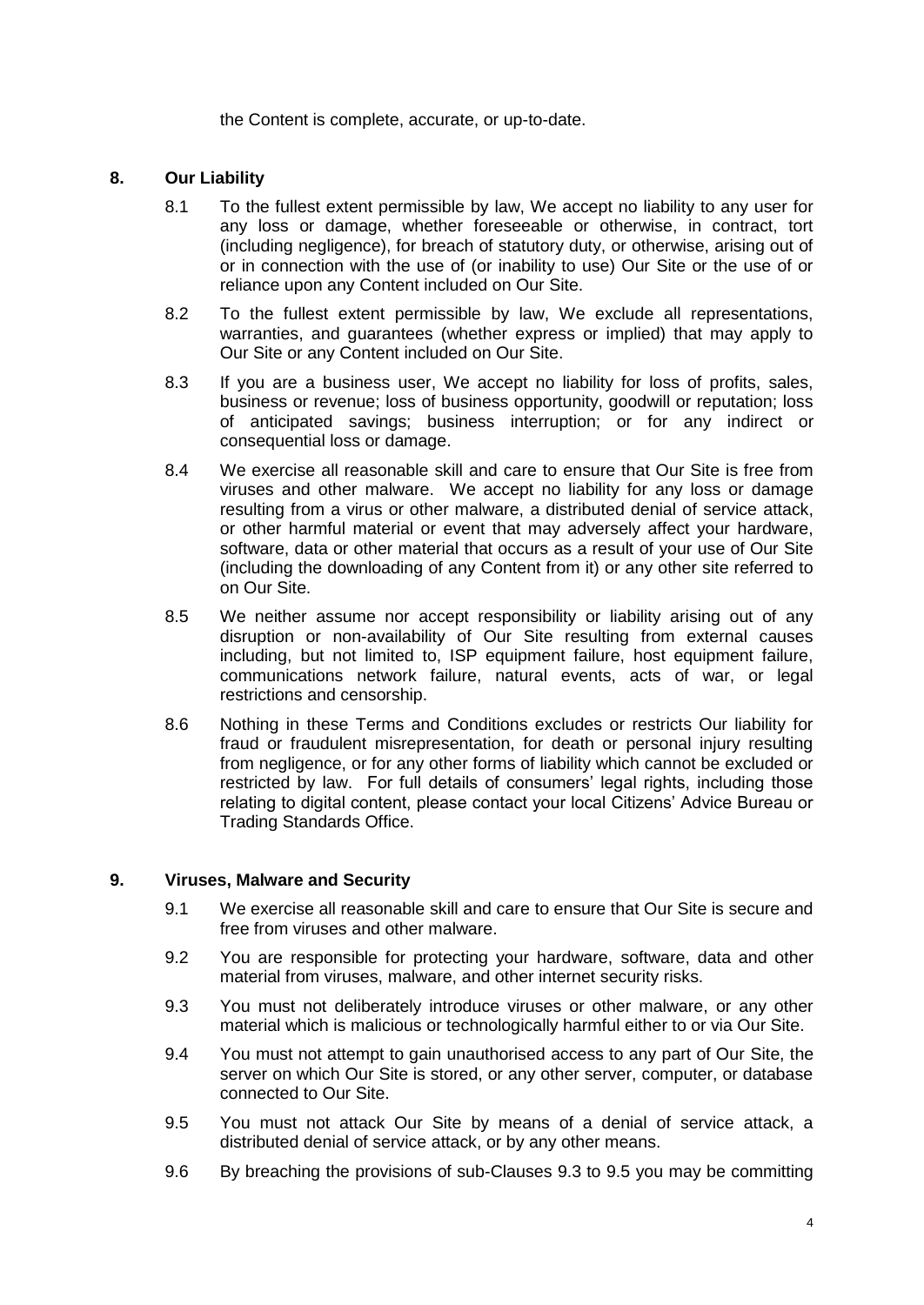the Content is complete, accurate, or up-to-date.

## 8. Our Liability

8.1 To the fullest extent permissible by law, We accept no liability to any user for any loss or damage, whether foreseeable or otherwise, in contract, tort (including negligence), for breach of statutory duty, or otherwise, arising out of or in connection with the use of (or inability to use) Our Site or the use of or reliance upon any Content included on Our Site.

8.2 To the fullest extent permissible by law, We exclude all representations, warranties, and guarantees (whether express or implied) that may apply to Our Site or any Content included on Our Site.

8.3 If you are a business user, We accept no liability for loss of profits, sales, business or revenue; loss of business opportunity, goodwill or reputation; loss of anticipated savings; business interruption; or for any indirect or consequential loss or damage.

8.4 We exercise all reasonable skill and care to ensure that Our Site is free from viruses and other malware. We accept no liability for any loss or damage resulting from a virus or other malware, a distributed denial of service attack, or other harmful material or event that may adversely affect your hardware, software, data or other material that occurs as a result of your use of Our Site (including the downloading of any Content from it) or any other site referred to on Our Site.

8.5 We neither assume nor accept responsibility or liability arising out of any disruption or non-availability of Our Site resulting from external causes including, but not limited to, ISP equipment failure, host equipment failure, communications network failure, natural events, acts of war, or legal restrictions and censorship.

8.6 Nothing in these Terms and Conditions excludes or restricts Our liability for fraud or fraudulent misrepresentation, for death or personal injury resulting from negligence, or for any other forms of liability which cannot be excluded or restricted by law. For full details of consumers' legal rights, including those relating to digital content, please contact your local Citizens' Advice Bureau or Trading Standards Office.

## 9. Viruses, Malware and Security

9.1 We exercise all reasonable skill and care to ensure that Our Site is secure and free from viruses and other malware.

9.2 You are responsible for protecting your hardware, software, data and other material from viruses, malware, and other internet security risks.

9.3 You must not deliberately introduce viruses or other malware, or any other material which is malicious or technologically harmful either to or via Our Site.

9.4 You must not attempt to gain unauthorised access to any part of Our Site, the server on which Our Site is stored, or any other server, computer, or database connected to Our Site.

9.5 You must not attack Our Site by means of a denial of service attack, a distributed denial of service attack, or by any other means.

9.6 By breaching the provisions of sub-Clauses 9.3 to 9.5 you may be committing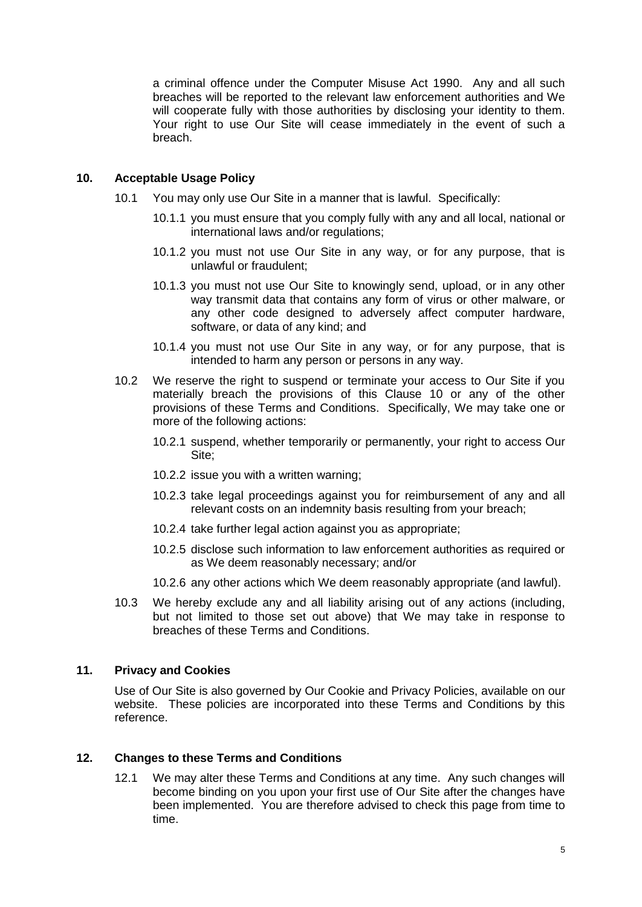a criminal offence under the Computer Misuse Act 1990. Any and all such breaches will be reported to the relevant law enforcement authorities and We will cooperate fully with those authorities by disclosing your identity to them. Your right to use Our Site will cease immediately in the event of such a breach.

## 10. Acceptable Usage Policy

10.1 You may only use Our Site in a manner that is lawful. Specifically:

10.1.1 you must ensure that you comply fully with any and all local, national or international laws and/or regulations;

10.1.2 you must not use Our Site in any way, or for any purpose, that is unlawful or fraudulent;

10.1.3 you must not use Our Site to knowingly send, upload, or in any other way transmit data that contains any form of virus or other malware, or any other code designed to adversely affect computer hardware, software, or data of any kind; and

10.1.4 you must not use Our Site in any way, or for any purpose, that is intended to harm any person or persons in any way.

10.2 We reserve the right to suspend or terminate your access to Our Site if you materially breach the provisions of this Clause 10 or any of the other provisions of these Terms and Conditions. Specifically, We may take one or more of the following actions:

10.2.1 suspend, whether temporarily or permanently, your right to access Our Site;

10.2.2 issue you with a written warning;

10.2.3 take legal proceedings against you for reimbursement of any and all relevant costs on an indemnity basis resulting from your breach;

10.2.4 take further legal action against you as appropriate;

10.2.5 disclose such information to law enforcement authorities as required or as We deem reasonably necessary; and/or

10.2.6 any other actions which We deem reasonably appropriate (and lawful).

10.3 We hereby exclude any and all liability arising out of any actions (including, but not limited to those set out above) that We may take in response to breaches of these Terms and Conditions.

## 11. Privacy and Cookies

Use of Our Site is also governed by Our Cookie and Privacy Policies, available on our website. These policies are incorporated into these Terms and Conditions by this reference.

## 12. Changes to these Terms and Conditions

12.1 We may alter these Terms and Conditions at any time. Any such changes will become binding on you upon your first use of Our Site after the changes have been implemented. You are therefore advised to check this page from time to time.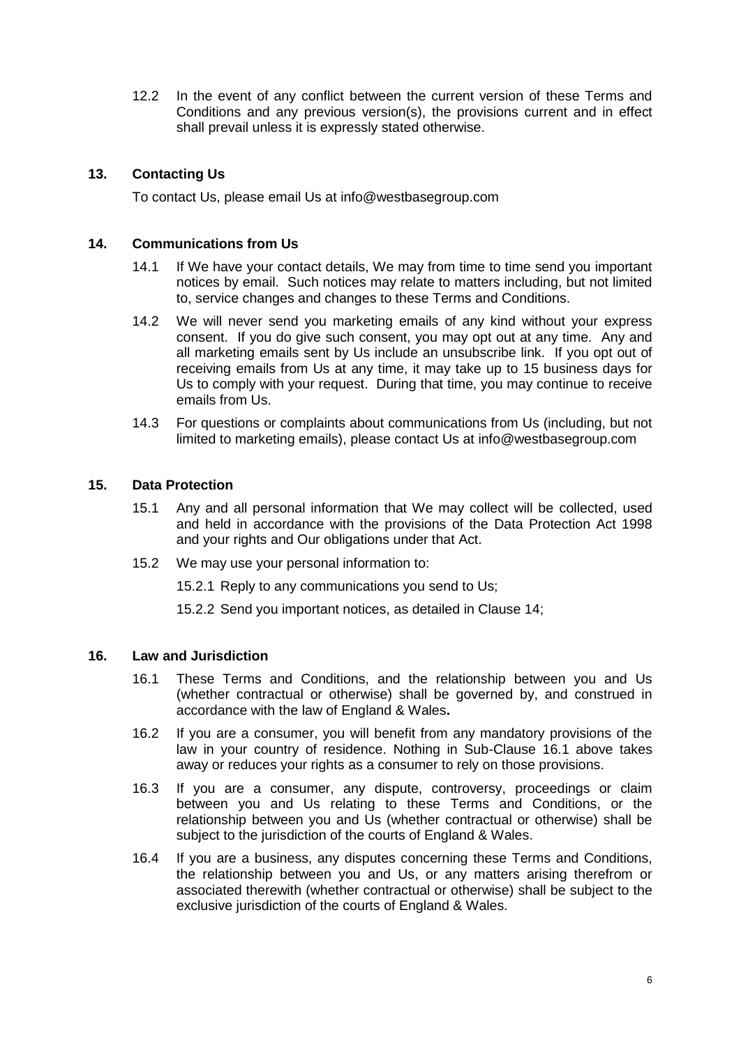12.2 In the event of any conflict between the current version of these Terms and Conditions and any previous version(s), the provisions current and in effect shall prevail unless it is expressly stated otherwise.

## 13. Contacting Us

To contact Us, please email Us at info@westbasegroup.com

## 14. Communications from Us

14.1 If We have your contact details, We may from time to time send you important notices by email. Such notices may relate to matters including, but not limited to, service changes and changes to these Terms and Conditions.

14.2 We will never send you marketing emails of any kind without your express consent. If you do give such consent, you may opt out at any time. Any and all marketing emails sent by Us include an unsubscribe link. If you opt out of receiving emails from Us at any time, it may take up to 15 business days for Us to comply with your request. During that time, you may continue to receive emails from Us.

14.3 For questions or complaints about communications from Us (including, but not limited to marketing emails), please contact Us at info@westbasegroup.com

## 15. Data Protection

15.1 Any and all personal information that We may collect will be collected, used and held in accordance with the provisions of the Data Protection Act 1998 and your rights and Our obligations under that Act.

15.2 We may use your personal information to:

15.2.1 Reply to any communications you send to Us;

15.2.2 Send you important notices, as detailed in Clause 14;

## 16. Law and Jurisdiction

16.1 These Terms and Conditions, and the relationship between you and Us (whether contractual or otherwise) shall be governed by, and construed in accordance with the law of England & Wales**.**

16.2 If you are a consumer, you will benefit from any mandatory provisions of the law in your country of residence. Nothing in Sub-Clause 16.1 above takes away or reduces your rights as a consumer to rely on those provisions.

16.3 If you are a consumer, any dispute, controversy, proceedings or claim between you and Us relating to these Terms and Conditions, or the relationship between you and Us (whether contractual or otherwise) shall be subject to the jurisdiction of the courts of England & Wales.

16.4 If you are a business, any disputes concerning these Terms and Conditions, the relationship between you and Us, or any matters arising therefrom or associated therewith (whether contractual or otherwise) shall be subject to the exclusive jurisdiction of the courts of England & Wales.